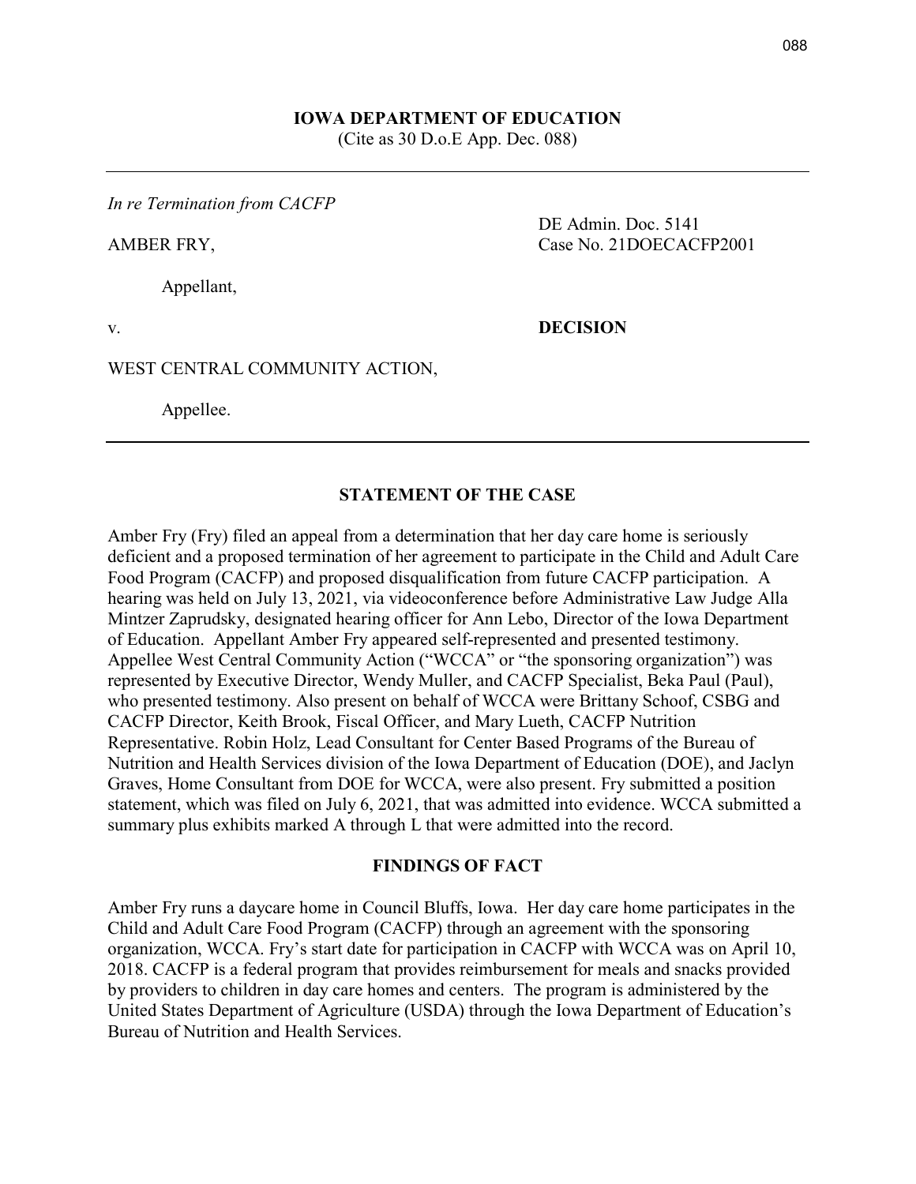**IOWA DEPARTMENT OF EDUCATION**
(Cite as 30 D.o.E App. Dec. 088)

---

*In re Termination from CACFP*

AMBER FRY,

Appellant,

v.

WEST CENTRAL COMMUNITY ACTION,

Appellee.

DE Admin. Doc. 5141
Case No. 21DOECACFP2001

**DECISION**

---

## STATEMENT OF THE CASE

Amber Fry (Fry) filed an appeal from a determination that her day care home is seriously deficient and a proposed termination of her agreement to participate in the Child and Adult Care Food Program (CACFP) and proposed disqualification from future CACFP participation. A hearing was held on July 13, 2021, via videoconference before Administrative Law Judge Alla Mintzer Zaprudsky, designated hearing officer for Ann Lebo, Director of the Iowa Department of Education. Appellant Amber Fry appeared self-represented and presented testimony. Appellee West Central Community Action ("WCCA" or "the sponsoring organization") was represented by Executive Director, Wendy Muller, and CACFP Specialist, Beka Paul (Paul), who presented testimony. Also present on behalf of WCCA were Brittany Schoof, CSBG and CACFP Director, Keith Brook, Fiscal Officer, and Mary Lueth, CACFP Nutrition Representative. Robin Holz, Lead Consultant for Center Based Programs of the Bureau of Nutrition and Health Services division of the Iowa Department of Education (DOE), and Jaclyn Graves, Home Consultant from DOE for WCCA, were also present. Fry submitted a position statement, which was filed on July 6, 2021, that was admitted into evidence. WCCA submitted a summary plus exhibits marked A through L that were admitted into the record.

## FINDINGS OF FACT

Amber Fry runs a daycare home in Council Bluffs, Iowa. Her day care home participates in the Child and Adult Care Food Program (CACFP) through an agreement with the sponsoring organization, WCCA. Fry's start date for participation in CACFP with WCCA was on April 10, 2018. CACFP is a federal program that provides reimbursement for meals and snacks provided by providers to children in day care homes and centers. The program is administered by the United States Department of Agriculture (USDA) through the Iowa Department of Education's Bureau of Nutrition and Health Services.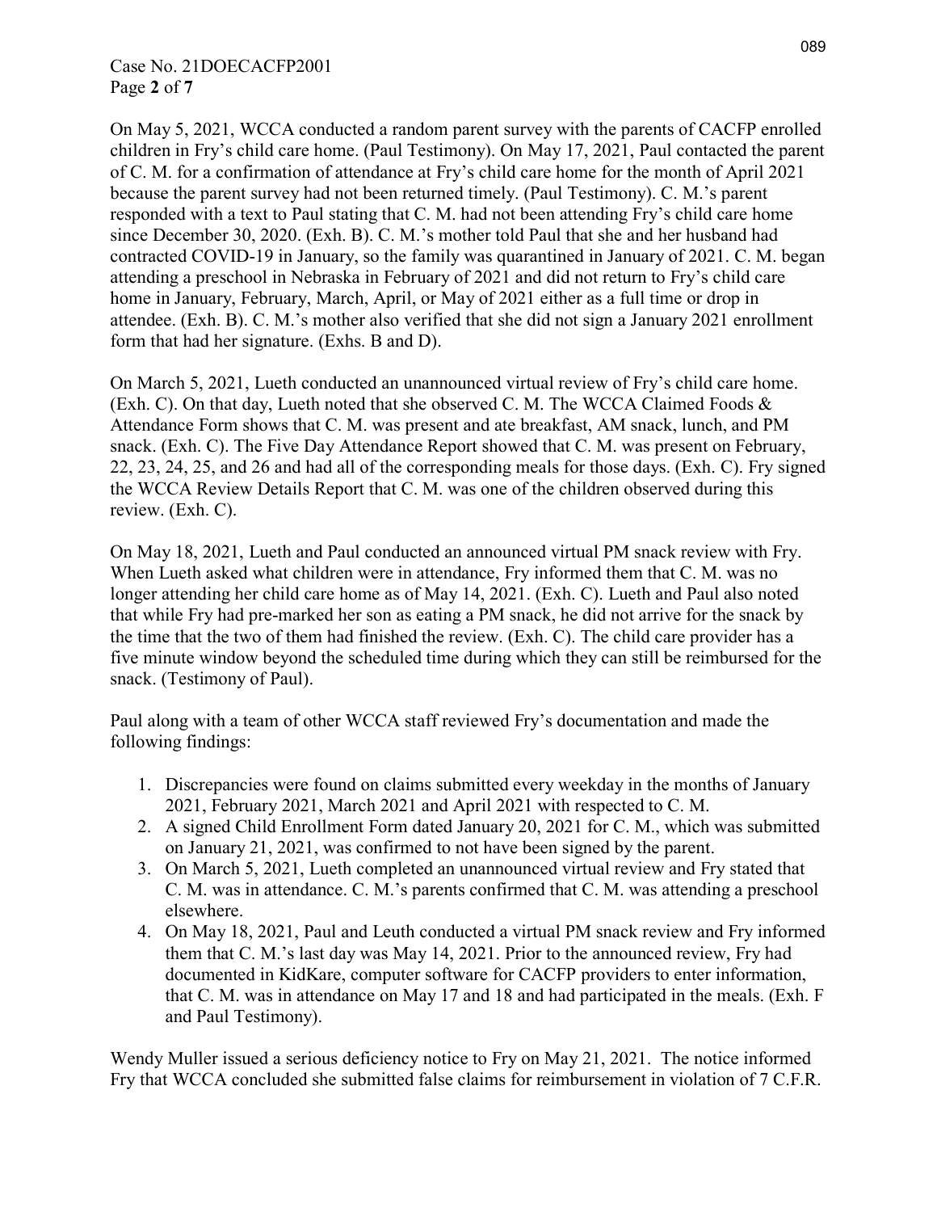On May 5, 2021, WCCA conducted a random parent survey with the parents of CACFP enrolled children in Fry's child care home. (Paul Testimony). On May 17, 2021, Paul contacted the parent of C. M. for a confirmation of attendance at Fry's child care home for the month of April 2021 because the parent survey had not been returned timely. (Paul Testimony). C. M.'s parent responded with a text to Paul stating that C. M. had not been attending Fry's child care home since December 30, 2020. (Exh. B). C. M.'s mother told Paul that she and her husband had contracted COVID-19 in January, so the family was quarantined in January of 2021. C. M. began attending a preschool in Nebraska in February of 2021 and did not return to Fry's child care home in January, February, March, April, or May of 2021 either as a full time or drop in attendee. (Exh. B). C. M.'s mother also verified that she did not sign a January 2021 enrollment form that had her signature. (Exhs. B and D).

On March 5, 2021, Lueth conducted an unannounced virtual review of Fry's child care home. (Exh. C). On that day, Lueth noted that she observed C. M. The WCCA Claimed Foods & Attendance Form shows that C. M. was present and ate breakfast, AM snack, lunch, and PM snack. (Exh. C). The Five Day Attendance Report showed that C. M. was present on February, 22, 23, 24, 25, and 26 and had all of the corresponding meals for those days. (Exh. C). Fry signed the WCCA Review Details Report that C. M. was one of the children observed during this review. (Exh. C).

On May 18, 2021, Lueth and Paul conducted an announced virtual PM snack review with Fry. When Lueth asked what children were in attendance, Fry informed them that C. M. was no longer attending her child care home as of May 14, 2021. (Exh. C). Lueth and Paul also noted that while Fry had pre-marked her son as eating a PM snack, he did not arrive for the snack by the time that the two of them had finished the review. (Exh. C). The child care provider has a five minute window beyond the scheduled time during which they can still be reimbursed for the snack. (Testimony of Paul).

Paul along with a team of other WCCA staff reviewed Fry's documentation and made the following findings:

1. Discrepancies were found on claims submitted every weekday in the months of January 2021, February 2021, March 2021 and April 2021 with respected to C. M.
2. A signed Child Enrollment Form dated January 20, 2021 for C. M., which was submitted on January 21, 2021, was confirmed to not have been signed by the parent.
3. On March 5, 2021, Lueth completed an unannounced virtual review and Fry stated that C. M. was in attendance. C. M.'s parents confirmed that C. M. was attending a preschool elsewhere.
4. On May 18, 2021, Paul and Lueth conducted a virtual PM snack review and Fry informed them that C. M.'s last day was May 14, 2021. Prior to the announced review, Fry had documented in KidKare, computer software for CACFP providers to enter information, that C. M. was in attendance on May 17 and 18 and had participated in the meals. (Exh. F and Paul Testimony).

Wendy Muller issued a serious deficiency notice to Fry on May 21, 2021. The notice informed Fry that WCCA concluded she submitted false claims for reimbursement in violation of 7 C.F.R.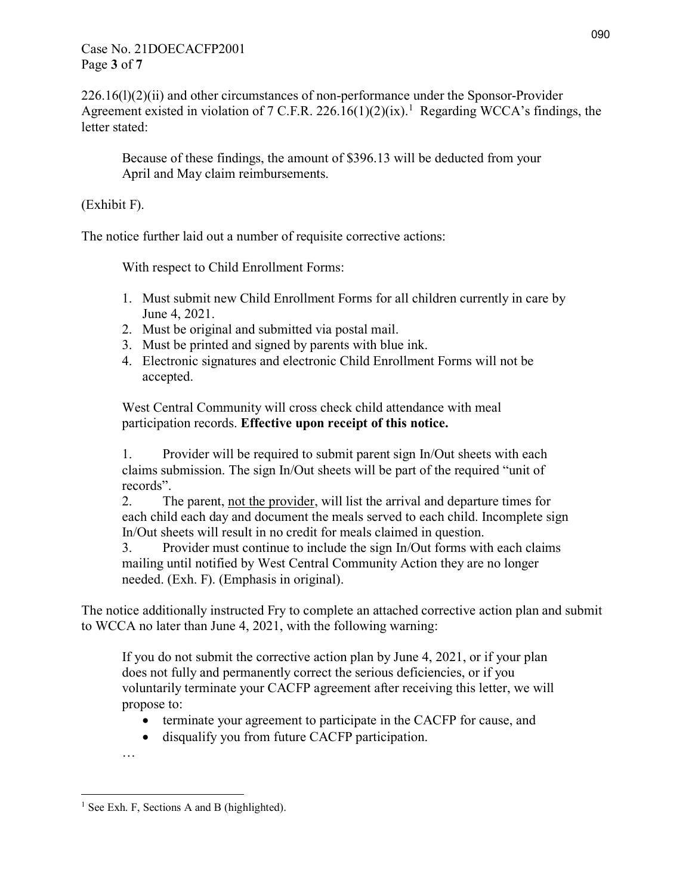226.16(l)(2)(ii) and other circumstances of non-performance under the Sponsor-Provider Agreement existed in violation of 7 C.F.R. 226.16(1)(2)(ix).[1] Regarding WCCA's findings, the letter stated:

> Because of these findings, the amount of $396.13 will be deducted from your April and May claim reimbursements.

(Exhibit F).

The notice further laid out a number of requisite corrective actions:

> With respect to Child Enrollment Forms:
>
> 1. Must submit new Child Enrollment Forms for all children currently in care by June 4, 2021.
> 2. Must be original and submitted via postal mail.
> 3. Must be printed and signed by parents with blue ink.
> 4. Electronic signatures and electronic Child Enrollment Forms will not be accepted.
>
> West Central Community will cross check child attendance with meal participation records. **Effective upon receipt of this notice.**
>
> 1. Provider will be required to submit parent sign In/Out sheets with each claims submission. The sign In/Out sheets will be part of the required "unit of records".
> 2. The parent, <u>not the provider</u>, will list the arrival and departure times for each child each day and document the meals served to each child. Incomplete sign In/Out sheets will result in no credit for meals claimed in question.
> 3. Provider must continue to include the sign In/Out forms with each claims mailing until notified by West Central Community Action they are no longer needed. (Exh. F). (Emphasis in original).

The notice additionally instructed Fry to complete an attached corrective action plan and submit to WCCA no later than June 4, 2021, with the following warning:

> If you do not submit the corrective action plan by June 4, 2021, or if your plan does not fully and permanently correct the serious deficiencies, or if you voluntarily terminate your CACFP agreement after receiving this letter, we will propose to:
>
> - terminate your agreement to participate in the CACFP for cause, and
> - disqualify you from future CACFP participation.
>
> …

[1] See Exh. F, Sections A and B (highlighted).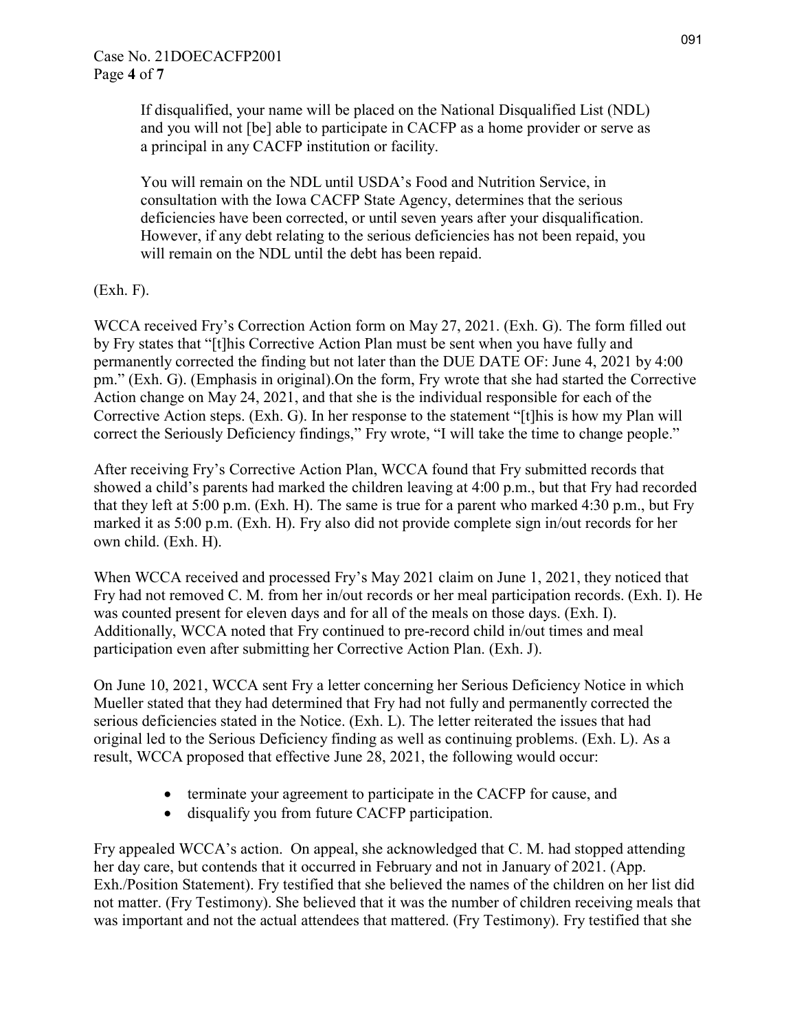> If disqualified, your name will be placed on the National Disqualified List (NDL) and you will not [be] able to participate in CACFP as a home provider or serve as a principal in any CACFP institution or facility.
>
> You will remain on the NDL until USDA's Food and Nutrition Service, in consultation with the Iowa CACFP State Agency, determines that the serious deficiencies have been corrected, or until seven years after your disqualification. However, if any debt relating to the serious deficiencies has not been repaid, you will remain on the NDL until the debt has been repaid.

(Exh. F).

WCCA received Fry's Correction Action form on May 27, 2021. (Exh. G). The form filled out by Fry states that "[t]his Corrective Action Plan must be sent when you have fully and permanently corrected the finding but not later than the DUE DATE OF: June 4, 2021 by 4:00 pm." (Exh. G). (Emphasis in original).On the form, Fry wrote that she had started the Corrective Action change on May 24, 2021, and that she is the individual responsible for each of the Corrective Action steps. (Exh. G). In her response to the statement "[t]his is how my Plan will correct the Seriously Deficiency findings," Fry wrote, "I will take the time to change people."

After receiving Fry's Corrective Action Plan, WCCA found that Fry submitted records that showed a child's parents had marked the children leaving at 4:00 p.m., but that Fry had recorded that they left at 5:00 p.m. (Exh. H). The same is true for a parent who marked 4:30 p.m., but Fry marked it as 5:00 p.m. (Exh. H). Fry also did not provide complete sign in/out records for her own child. (Exh. H).

When WCCA received and processed Fry's May 2021 claim on June 1, 2021, they noticed that Fry had not removed C. M. from her in/out records or her meal participation records. (Exh. I). He was counted present for eleven days and for all of the meals on those days. (Exh. I). Additionally, WCCA noted that Fry continued to pre-record child in/out times and meal participation even after submitting her Corrective Action Plan. (Exh. J).

On June 10, 2021, WCCA sent Fry a letter concerning her Serious Deficiency Notice in which Mueller stated that they had determined that Fry had not fully and permanently corrected the serious deficiencies stated in the Notice. (Exh. L). The letter reiterated the issues that had original led to the Serious Deficiency finding as well as continuing problems. (Exh. L). As a result, WCCA proposed that effective June 28, 2021, the following would occur:

- terminate your agreement to participate in the CACFP for cause, and
- disqualify you from future CACFP participation.

Fry appealed WCCA's action. On appeal, she acknowledged that C. M. had stopped attending her day care, but contends that it occurred in February and not in January of 2021. (App. Exh./Position Statement). Fry testified that she believed the names of the children on her list did not matter. (Fry Testimony). She believed that it was the number of children receiving meals that was important and not the actual attendees that mattered. (Fry Testimony). Fry testified that she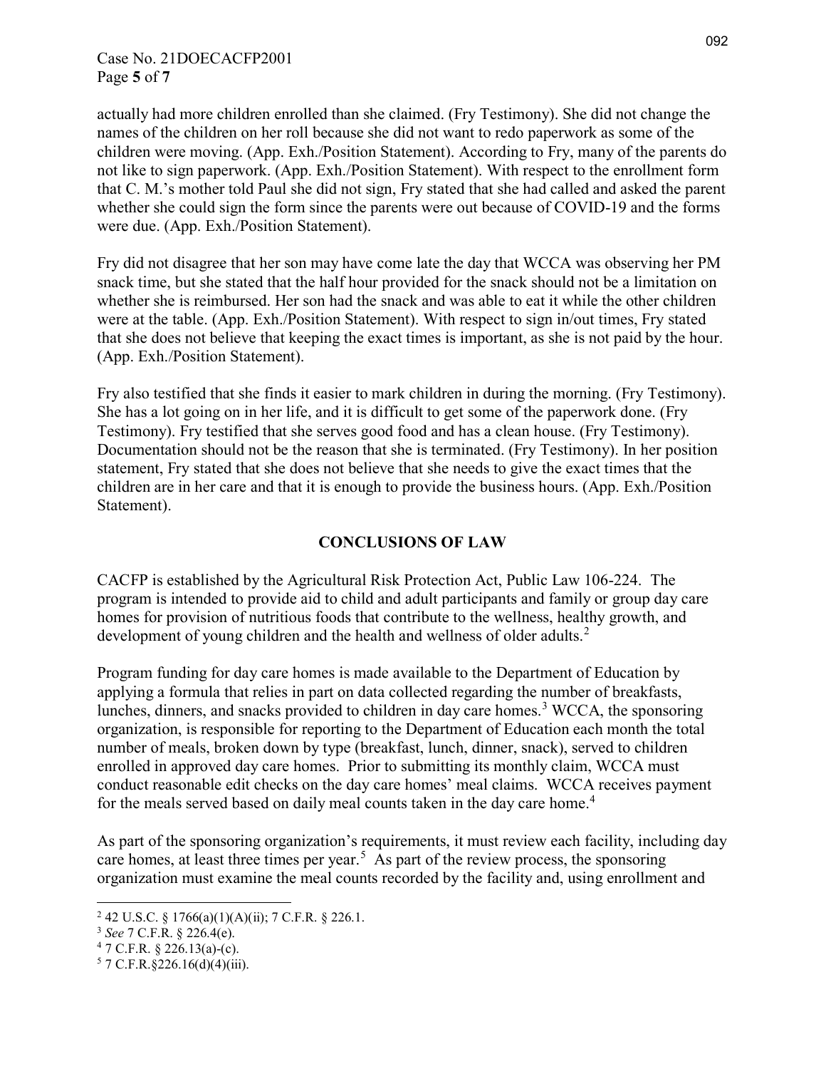actually had more children enrolled than she claimed. (Fry Testimony). She did not change the names of the children on her roll because she did not want to redo paperwork as some of the children were moving. (App. Exh./Position Statement). According to Fry, many of the parents do not like to sign paperwork. (App. Exh./Position Statement). With respect to the enrollment form that C. M.'s mother told Paul she did not sign, Fry stated that she had called and asked the parent whether she could sign the form since the parents were out because of COVID-19 and the forms were due. (App. Exh./Position Statement).

Fry did not disagree that her son may have come late the day that WCCA was observing her PM snack time, but she stated that the half hour provided for the snack should not be a limitation on whether she is reimbursed. Her son had the snack and was able to eat it while the other children were at the table. (App. Exh./Position Statement). With respect to sign in/out times, Fry stated that she does not believe that keeping the exact times is important, as she is not paid by the hour. (App. Exh./Position Statement).

Fry also testified that she finds it easier to mark children in during the morning. (Fry Testimony). She has a lot going on in her life, and it is difficult to get some of the paperwork done. (Fry Testimony). Fry testified that she serves good food and has a clean house. (Fry Testimony). Documentation should not be the reason that she is terminated. (Fry Testimony). In her position statement, Fry stated that she does not believe that she needs to give the exact times that the children are in her care and that it is enough to provide the business hours. (App. Exh./Position Statement).

## CONCLUSIONS OF LAW

CACFP is established by the Agricultural Risk Protection Act, Public Law 106-224. The program is intended to provide aid to child and adult participants and family or group day care homes for provision of nutritious foods that contribute to the wellness, healthy growth, and development of young children and the health and wellness of older adults.[2]

Program funding for day care homes is made available to the Department of Education by applying a formula that relies in part on data collected regarding the number of breakfasts, lunches, dinners, and snacks provided to children in day care homes.[3] WCCA, the sponsoring organization, is responsible for reporting to the Department of Education each month the total number of meals, broken down by type (breakfast, lunch, dinner, snack), served to children enrolled in approved day care homes. Prior to submitting its monthly claim, WCCA must conduct reasonable edit checks on the day care homes' meal claims. WCCA receives payment for the meals served based on daily meal counts taken in the day care home.[4]

As part of the sponsoring organization's requirements, it must review each facility, including day care homes, at least three times per year.[5] As part of the review process, the sponsoring organization must examine the meal counts recorded by the facility and, using enrollment and

---

[2] 42 U.S.C. § 1766(a)(1)(A)(ii); 7 C.F.R. § 226.1.

[3] *See* 7 C.F.R. § 226.4(e).

[4] 7 C.F.R. § 226.13(a)-(c).

[5] 7 C.F.R.§226.16(d)(4)(iii).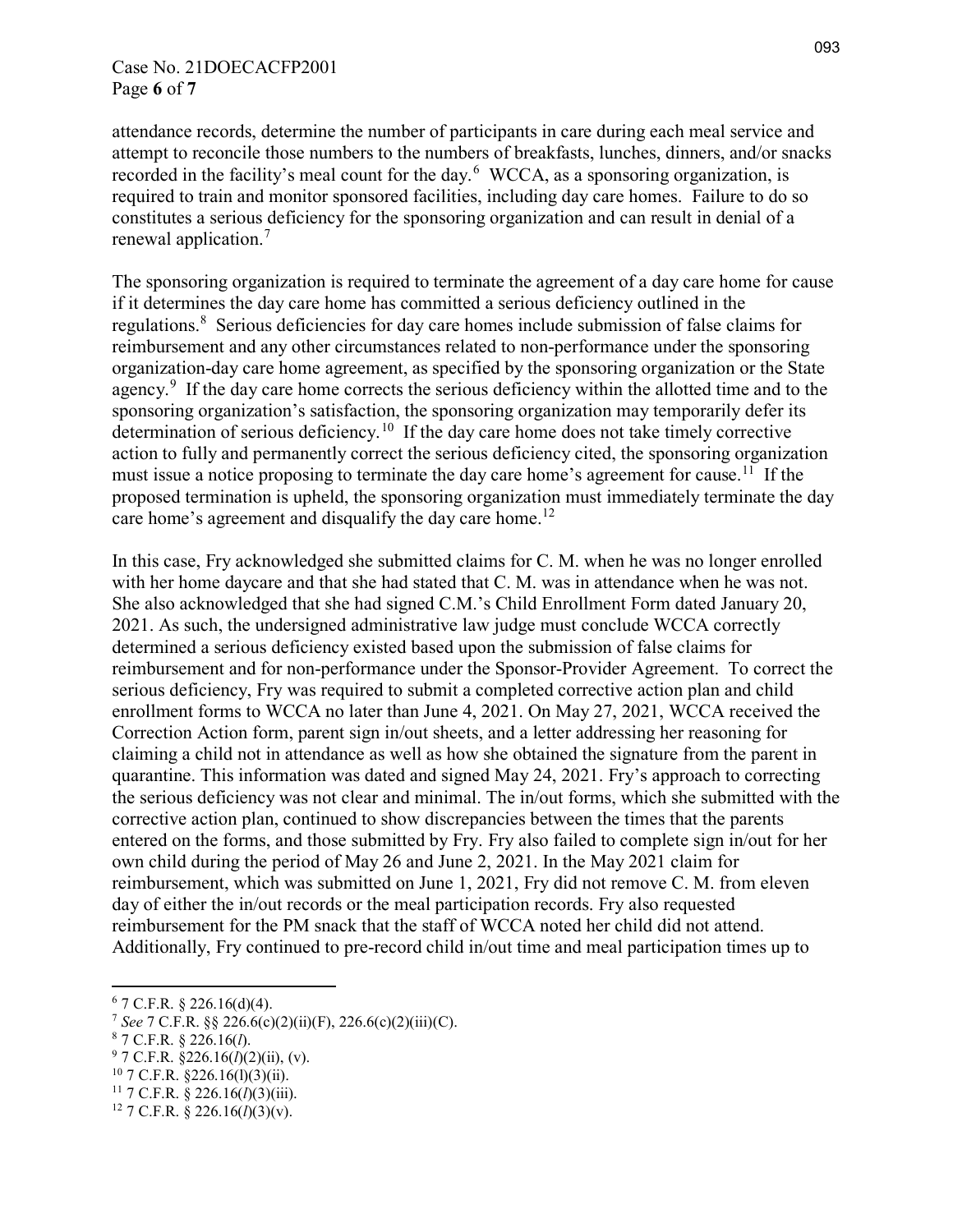attendance records, determine the number of participants in care during each meal service and attempt to reconcile those numbers to the numbers of breakfasts, lunches, dinners, and/or snacks recorded in the facility's meal count for the day.[6] WCCA, as a sponsoring organization, is required to train and monitor sponsored facilities, including day care homes. Failure to do so constitutes a serious deficiency for the sponsoring organization and can result in denial of a renewal application.[7]

The sponsoring organization is required to terminate the agreement of a day care home for cause if it determines the day care home has committed a serious deficiency outlined in the regulations.[8] Serious deficiencies for day care homes include submission of false claims for reimbursement and any other circumstances related to non-performance under the sponsoring organization-day care home agreement, as specified by the sponsoring organization or the State agency.[9] If the day care home corrects the serious deficiency within the allotted time and to the sponsoring organization's satisfaction, the sponsoring organization may temporarily defer its determination of serious deficiency.[10] If the day care home does not take timely corrective action to fully and permanently correct the serious deficiency cited, the sponsoring organization must issue a notice proposing to terminate the day care home's agreement for cause.[11] If the proposed termination is upheld, the sponsoring organization must immediately terminate the day care home's agreement and disqualify the day care home.[12]

In this case, Fry acknowledged she submitted claims for C. M. when he was no longer enrolled with her home daycare and that she had stated that C. M. was in attendance when he was not. She also acknowledged that she had signed C.M.'s Child Enrollment Form dated January 20, 2021. As such, the undersigned administrative law judge must conclude WCCA correctly determined a serious deficiency existed based upon the submission of false claims for reimbursement and for non-performance under the Sponsor-Provider Agreement. To correct the serious deficiency, Fry was required to submit a completed corrective action plan and child enrollment forms to WCCA no later than June 4, 2021. On May 27, 2021, WCCA received the Correction Action form, parent sign in/out sheets, and a letter addressing her reasoning for claiming a child not in attendance as well as how she obtained the signature from the parent in quarantine. This information was dated and signed May 24, 2021. Fry's approach to correcting the serious deficiency was not clear and minimal. The in/out forms, which she submitted with the corrective action plan, continued to show discrepancies between the times that the parents entered on the forms, and those submitted by Fry. Fry also failed to complete sign in/out for her own child during the period of May 26 and June 2, 2021. In the May 2021 claim for reimbursement, which was submitted on June 1, 2021, Fry did not remove C. M. from eleven day of either the in/out records or the meal participation records. Fry also requested reimbursement for the PM snack that the staff of WCCA noted her child did not attend. Additionally, Fry continued to pre-record child in/out time and meal participation times up to

---

[6] 7 C.F.R. § 226.16(d)(4).

[7] *See* 7 C.F.R. §§ 226.6(c)(2)(ii)(F), 226.6(c)(2)(iii)(C).

[8] 7 C.F.R. § 226.16(*l*).

[9] 7 C.F.R. §226.16(*l*)(2)(ii), (v).

[10] 7 C.F.R. §226.16(l)(3)(ii).

[11] 7 C.F.R. § 226.16(*l*)(3)(iii).

[12] 7 C.F.R. § 226.16(*l*)(3)(v).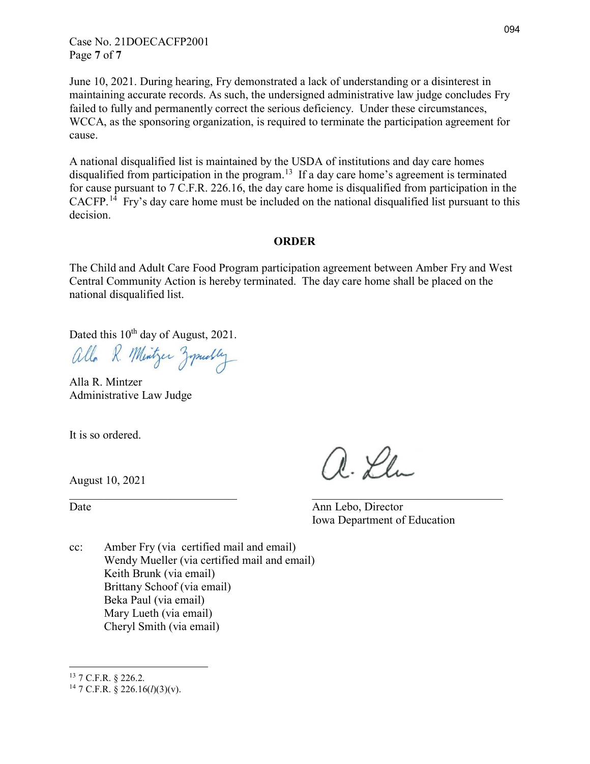June 10, 2021. During hearing, Fry demonstrated a lack of understanding or a disinterest in maintaining accurate records. As such, the undersigned administrative law judge concludes Fry failed to fully and permanently correct the serious deficiency. Under these circumstances, WCCA, as the sponsoring organization, is required to terminate the participation agreement for cause.

A national disqualified list is maintained by the USDA of institutions and day care homes disqualified from participation in the program.[13] If a day care home's agreement is terminated for cause pursuant to 7 C.F.R. 226.16, the day care home is disqualified from participation in the CACFP.[14] Fry's day care home must be included on the national disqualified list pursuant to this decision.

## ORDER

The Child and Adult Care Food Program participation agreement between Amber Fry and West Central Community Action is hereby terminated. The day care home shall be placed on the national disqualified list.

Dated this 10th day of August, 2021.

Alla R. Mintzer

Alla R. Mintzer
Administrative Law Judge

It is so ordered.

August 10, 2021
Date

Ann Lebo, Director
Iowa Department of Education

cc: Amber Fry (via certified mail and email)
Wendy Mueller (via certified mail and email)
Keith Brunk (via email)
Brittany Schoof (via email)
Beka Paul (via email)
Mary Lueth (via email)
Cheryl Smith (via email)

---

[13] 7 C.F.R. § 226.2.

[14] 7 C.F.R. § 226.16(*l*)(3)(v).